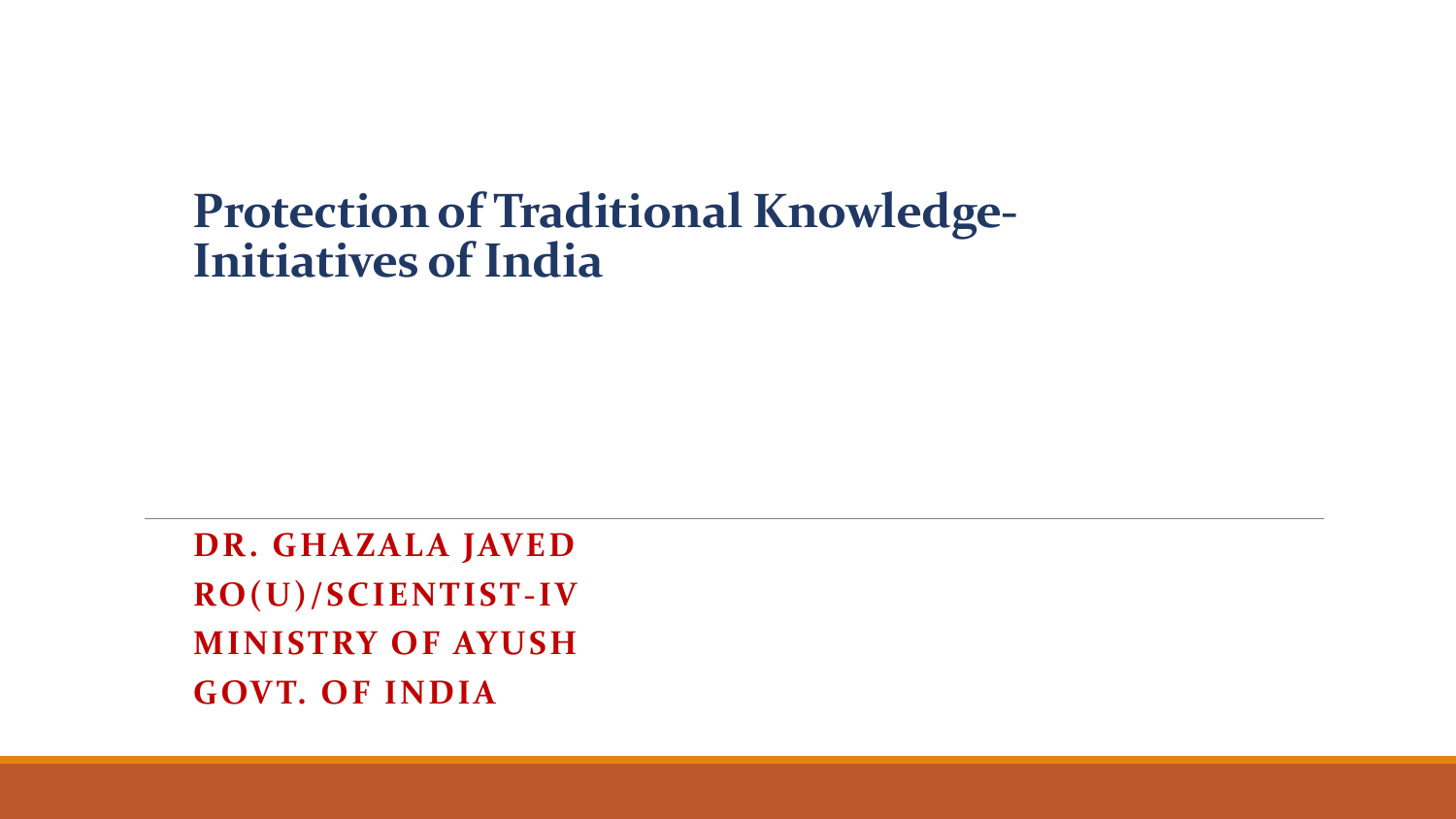# Protection of Traditional Knowledge-Initiatives of India

**DR. GHAZALA JAVED**
**RO(U)/SCIENTIST-IV**
**MINISTRY OF AYUSH**
**GOVT. OF INDIA**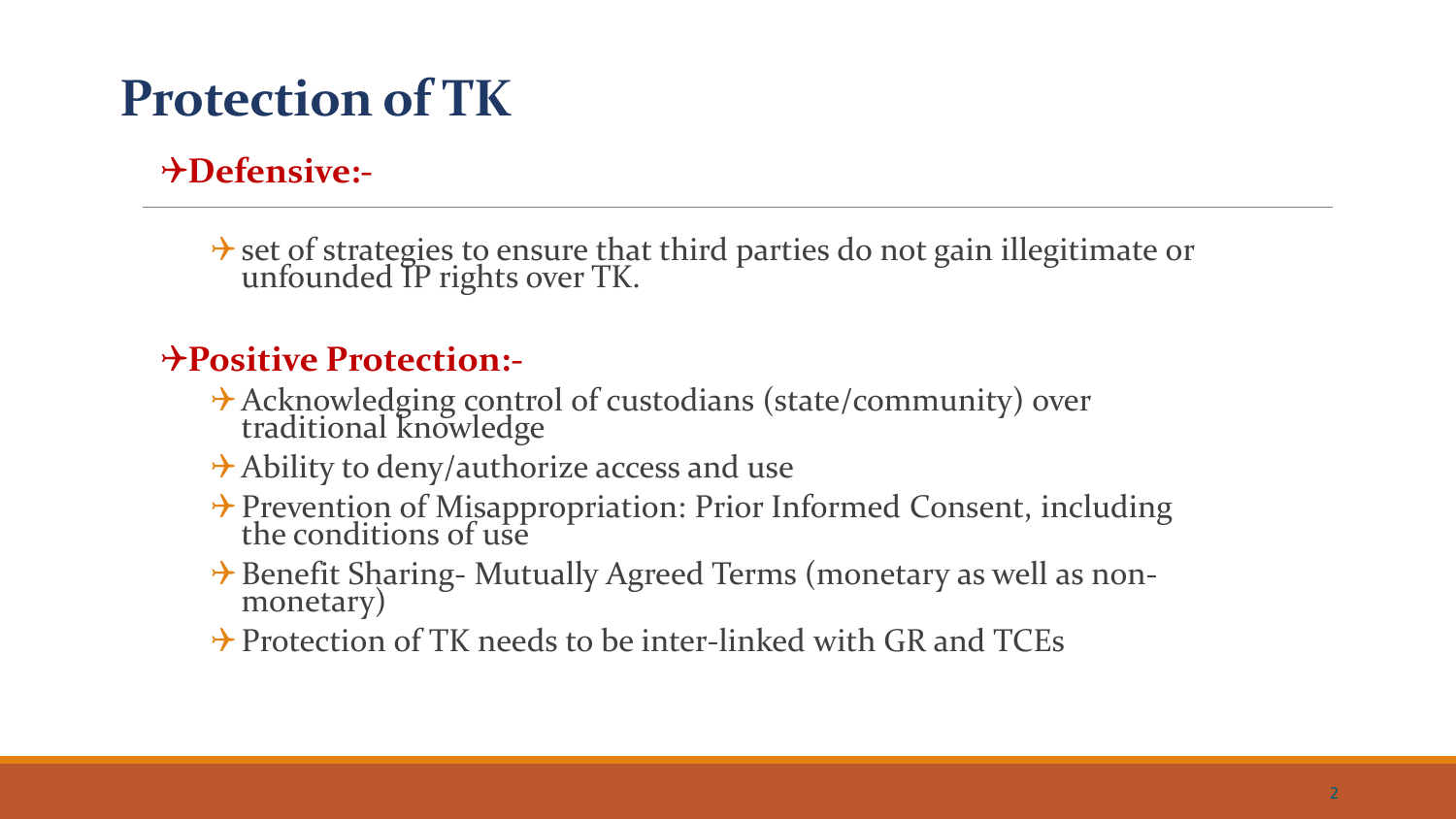# Protection of TK

**Defensive:-**

- set of strategies to ensure that third parties do not gain illegitimate or unfounded IP rights over TK.

**Positive Protection:-**

- Acknowledging control of custodians (state/community) over traditional knowledge
- Ability to deny/authorize access and use
- Prevention of Misappropriation: Prior Informed Consent, including the conditions of use
- Benefit Sharing- Mutually Agreed Terms (monetary as well as non-monetary)
- Protection of TK needs to be inter-linked with GR and TCEs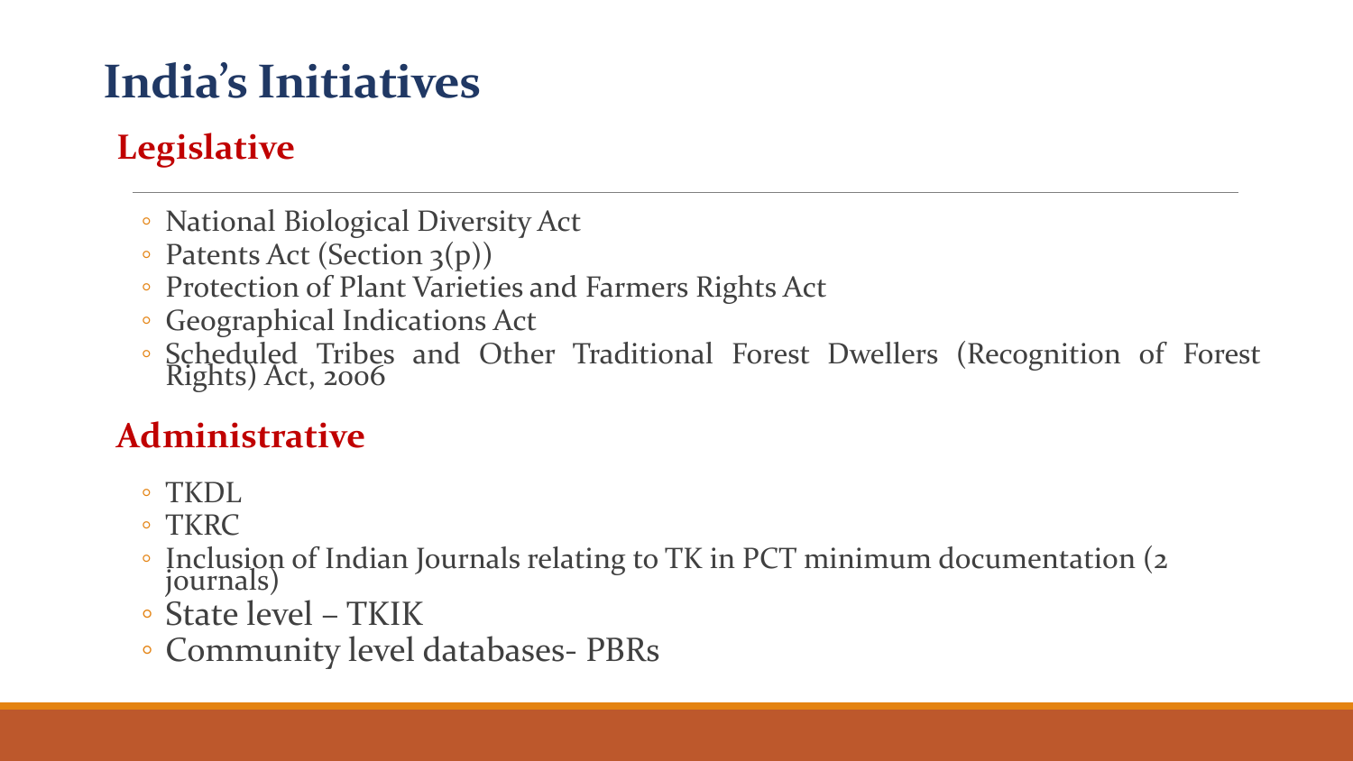# India's Initiatives

## Legislative

- National Biological Diversity Act
- Patents Act (Section 3(p))
- Protection of Plant Varieties and Farmers Rights Act
- Geographical Indications Act
- Scheduled Tribes and Other Traditional Forest Dwellers (Recognition of Forest Rights) Act, 2006

## Administrative

- TKDL
- TKRC
- Inclusion of Indian Journals relating to TK in PCT minimum documentation (2 journals)
- State level – TKIK
- Community level databases- PBRs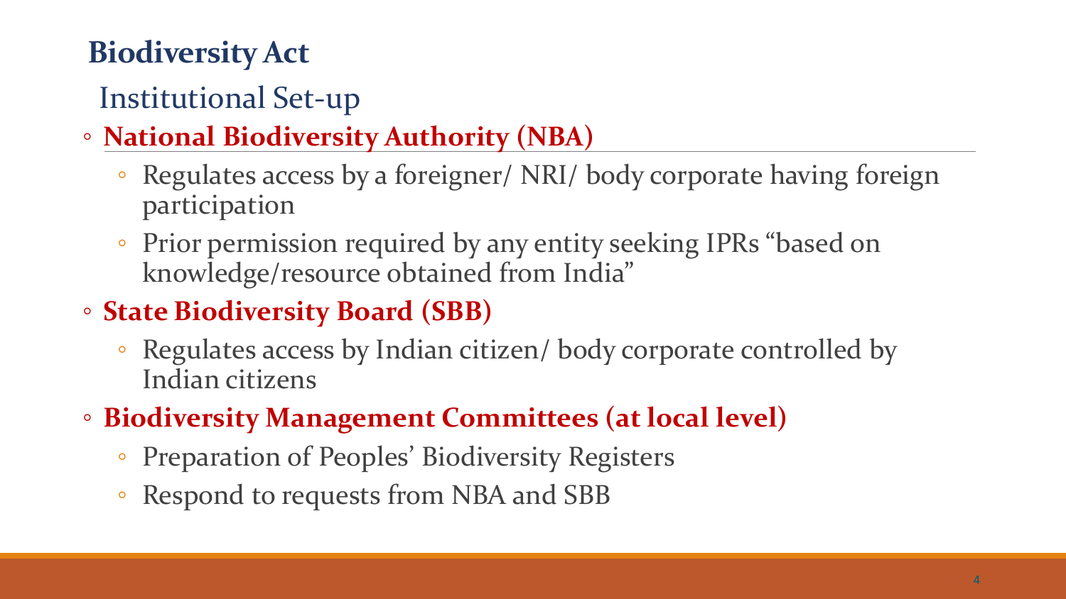# Biodiversity Act

## Institutional Set-up

- **National Biodiversity Authority (NBA)**
  - Regulates access by a foreigner/ NRI/ body corporate having foreign participation
  - Prior permission required by any entity seeking IPRs "based on knowledge/resource obtained from India"
- **State Biodiversity Board (SBB)**
  - Regulates access by Indian citizen/ body corporate controlled by Indian citizens
- **Biodiversity Management Committees (at local level)**
  - Preparation of Peoples' Biodiversity Registers
  - Respond to requests from NBA and SBB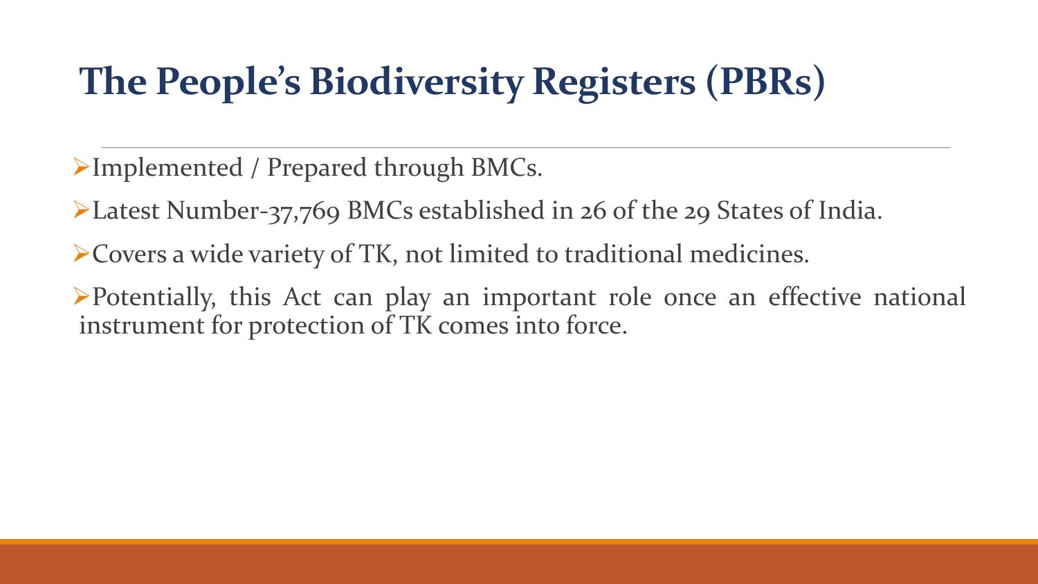# The People's Biodiversity Registers (PBRs)

- Implemented / Prepared through BMCs.
- Latest Number-37,769 BMCs established in 26 of the 29 States of India.
- Covers a wide variety of TK, not limited to traditional medicines.
- Potentially, this Act can play an important role once an effective national instrument for protection of TK comes into force.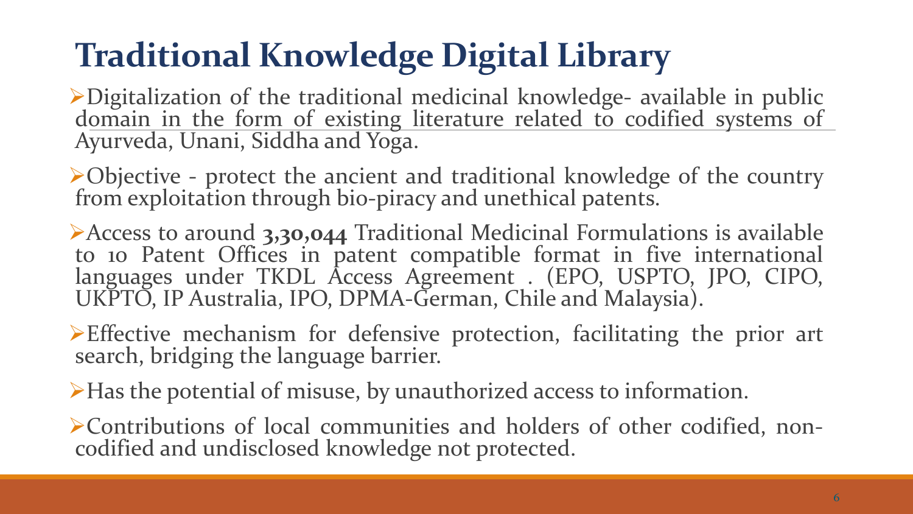# Traditional Knowledge Digital Library

- Digitalization of the traditional medicinal knowledge- available in public domain in the form of existing literature related to codified systems of Ayurveda, Unani, Siddha and Yoga.
- Objective - protect the ancient and traditional knowledge of the country from exploitation through bio-piracy and unethical patents.
- Access to around **3,30,044** Traditional Medicinal Formulations is available to 10 Patent Offices in patent compatible format in five international languages under TKDL Access Agreement . (EPO, USPTO, JPO, CIPO, UKPTO, IP Australia, IPO, DPMA-German, Chile and Malaysia).
- Effective mechanism for defensive protection, facilitating the prior art search, bridging the language barrier.
- Has the potential of misuse, by unauthorized access to information.
- Contributions of local communities and holders of other codified, non-codified and undisclosed knowledge not protected.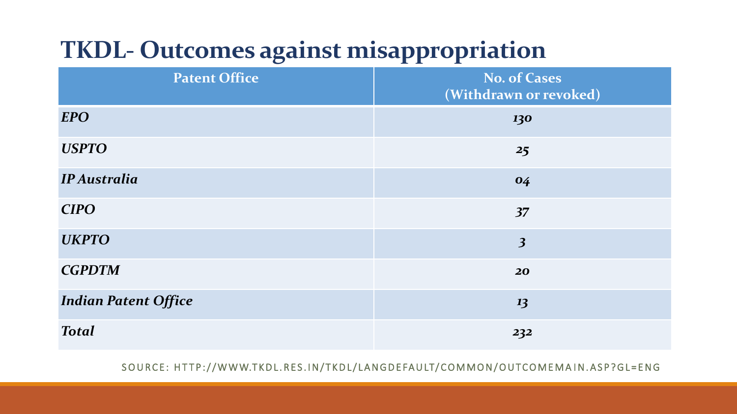# TKDL- Outcomes against misappropriation

| Patent Office | No. of Cases (Withdrawn or revoked) |
| --- | --- |
| *EPO* | *130* |
| *USPTO* | *25* |
| *IP Australia* | *04* |
| *CIPO* | *37* |
| *UKPTO* | *3* |
| *CGPDTM* | *20* |
| *Indian Patent Office* | *13* |
| *Total* | *232* |

SOURCE: HTTP://WWW.TKDL.RES.IN/TKDL/LANGDEFAULT/COMMON/OUTCOMEMAIN.ASP?GL=ENG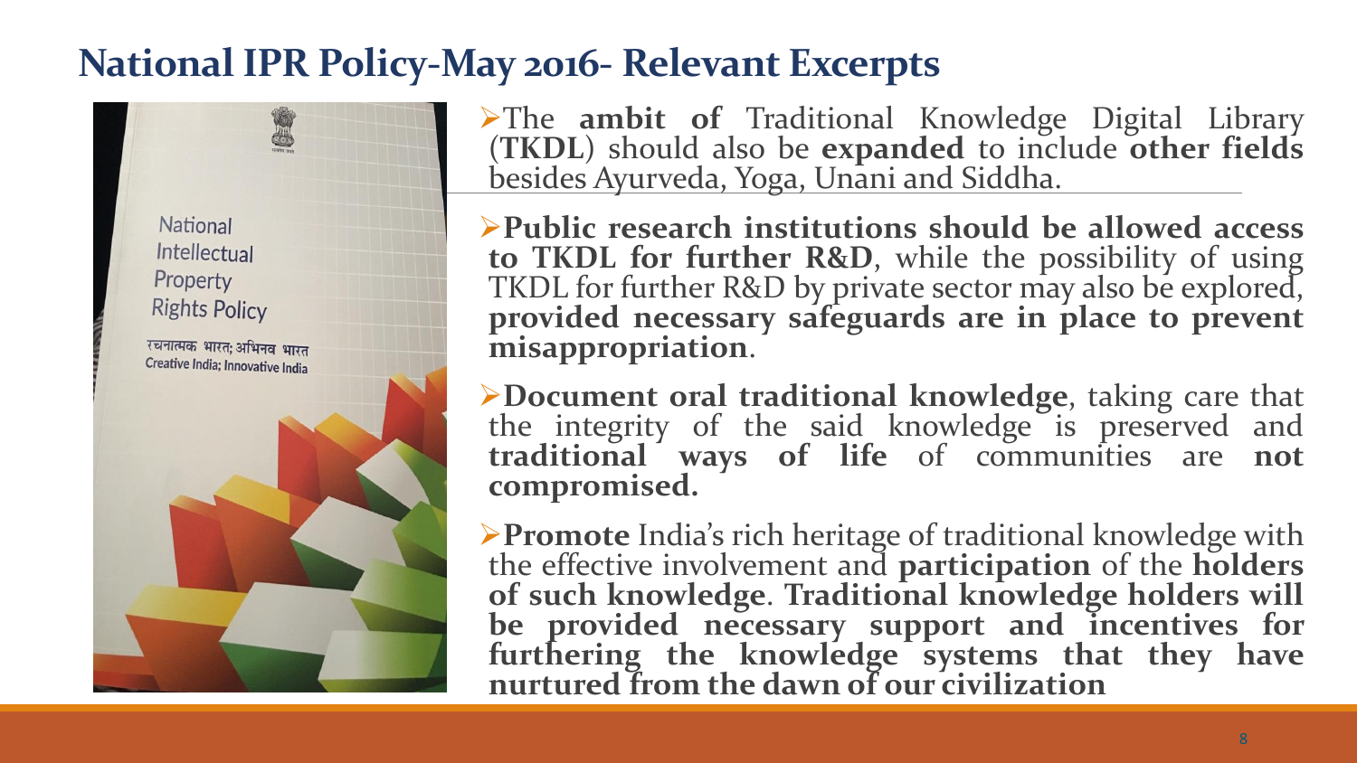## National IPR Policy-May 2016- Relevant Excerpts

- The **ambit of** Traditional Knowledge Digital Library (**TKDL**) should also be **expanded** to include **other fields** besides Ayurveda, Yoga, Unani and Siddha.
- **Public research institutions should be allowed access to TKDL for further R&D**, while the possibility of using TKDL for further R&D by private sector may also be explored, **provided necessary safeguards are in place to prevent misappropriation**.
- **Document oral traditional knowledge**, taking care that the integrity of the said knowledge is preserved and **traditional ways of life** of communities are **not compromised.**
- **Promote** India's rich heritage of traditional knowledge with the effective involvement and **participation** of the **holders of such knowledge**. **Traditional knowledge holders will be provided necessary support and incentives for furthering the knowledge systems that they have nurtured from the dawn of our civilization**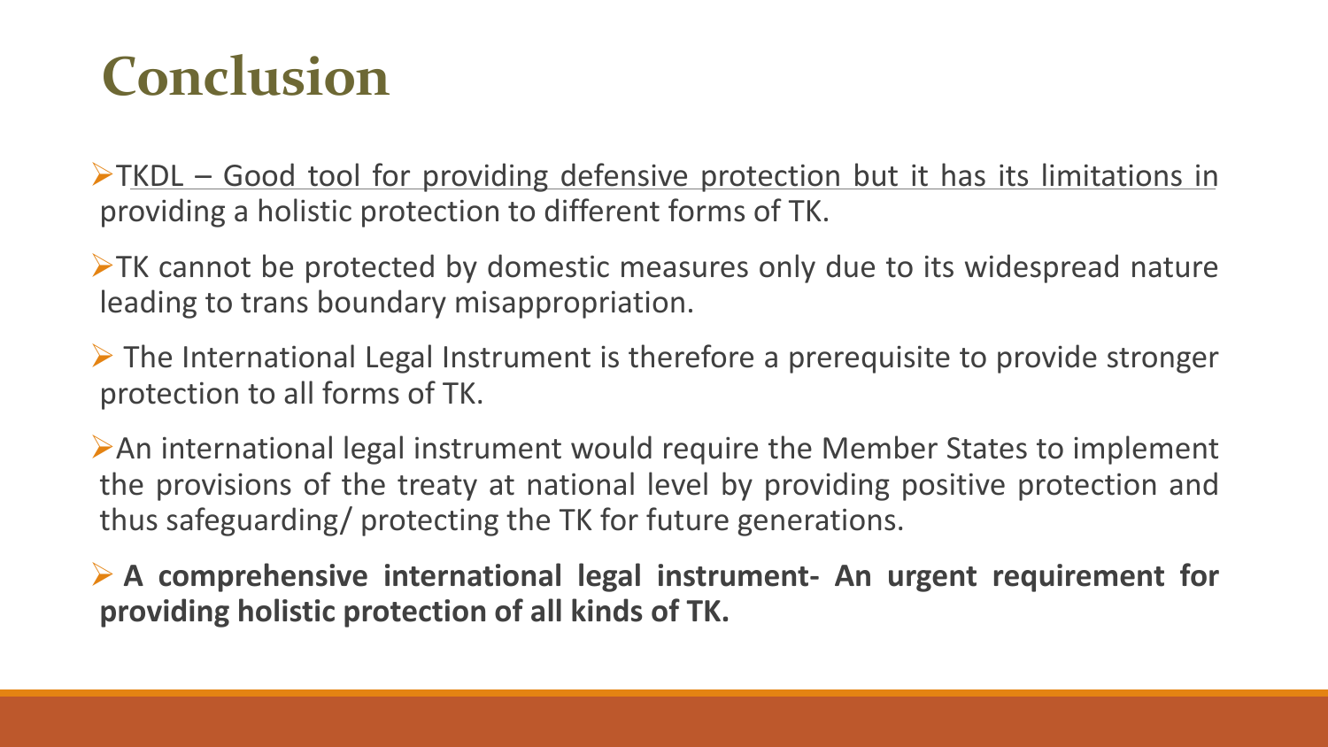# Conclusion

- TKDL – Good tool for providing defensive protection but it has its limitations in providing a holistic protection to different forms of TK.
- TK cannot be protected by domestic measures only due to its widespread nature leading to trans boundary misappropriation.
- The International Legal Instrument is therefore a prerequisite to provide stronger protection to all forms of TK.
- An international legal instrument would require the Member States to implement the provisions of the treaty at national level by providing positive protection and thus safeguarding/ protecting the TK for future generations.
- **A comprehensive international legal instrument- An urgent requirement for providing holistic protection of all kinds of TK.**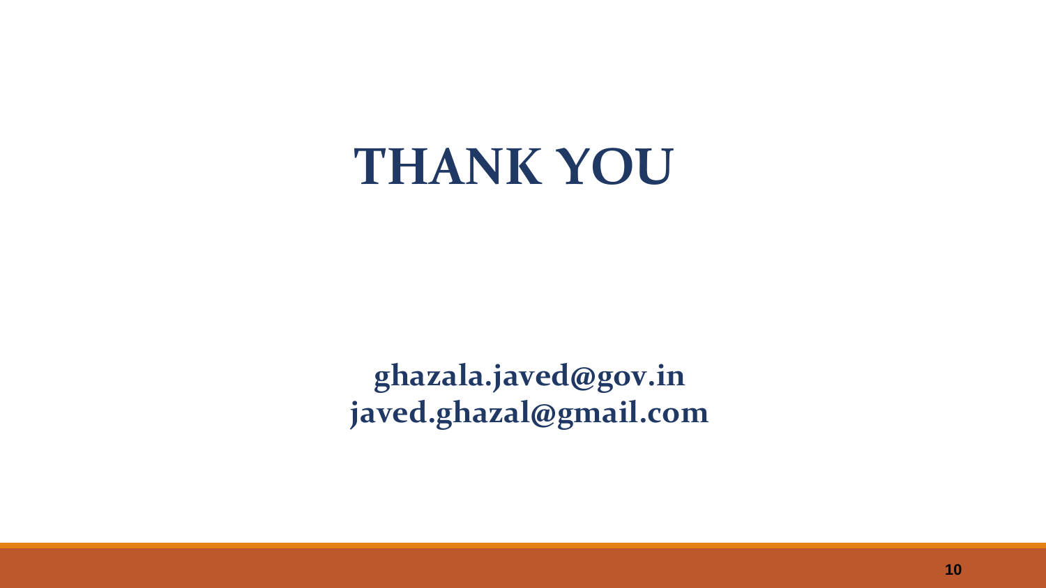# THANK YOU

**ghazala.javed@gov.in**
**javed.ghazal@gmail.com**